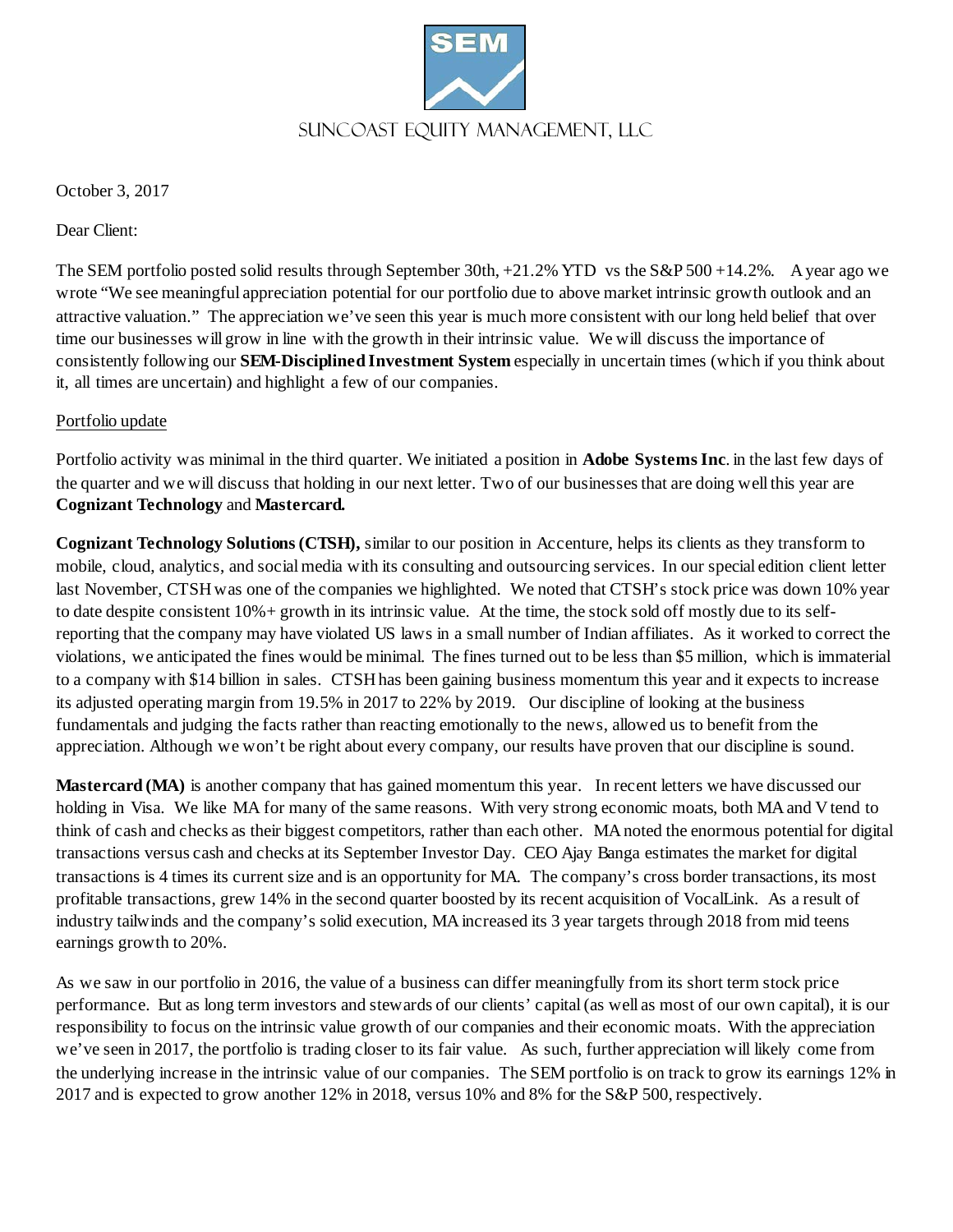# SUNCOAST EQUITY MANAGEMENT, LLC

October 3, 2017

Dear Client:

The SEM portfolio posted solid results through September 30th, +21.2% YTD vs the S&P 500 +14.2%. A year ago we wrote "We see meaningful appreciation potential for our portfolio due to above market intrinsic growth outlook and an attractive valuation." The appreciation we've seen this year is much more consistent with our long held belief that over time our businesses will grow in line with the growth in their intrinsic value. We will discuss the importance of consistently following our **SEM-Disciplined Investment System** especially in uncertain times (which if you think about it, all times are uncertain) and highlight a few of our companies.

Portfolio update

Portfolio activity was minimal in the third quarter. We initiated a position in **Adobe Systems Inc**. in the last few days of the quarter and we will discuss that holding in our next letter. Two of our businesses that are doing well this year are **Cognizant Technology** and **Mastercard.**

**Cognizant Technology Solutions (CTSH),** similar to our position in Accenture, helps its clients as they transform to mobile, cloud, analytics, and social media with its consulting and outsourcing services. In our special edition client letter last November, CTSH was one of the companies we highlighted. We noted that CTSH's stock price was down 10% year to date despite consistent 10%+ growth in its intrinsic value. At the time, the stock sold off mostly due to its self-reporting that the company may have violated US laws in a small number of Indian affiliates. As it worked to correct the violations, we anticipated the fines would be minimal. The fines turned out to be less than $5 million, which is immaterial to a company with $14 billion in sales. CTSH has been gaining business momentum this year and it expects to increase its adjusted operating margin from 19.5% in 2017 to 22% by 2019. Our discipline of looking at the business fundamentals and judging the facts rather than reacting emotionally to the news, allowed us to benefit from the appreciation. Although we won't be right about every company, our results have proven that our discipline is sound.

**Mastercard (MA)** is another company that has gained momentum this year. In recent letters we have discussed our holding in Visa. We like MA for many of the same reasons. With very strong economic moats, both MA and V tend to think of cash and checks as their biggest competitors, rather than each other. MA noted the enormous potential for digital transactions versus cash and checks at its September Investor Day. CEO Ajay Banga estimates the market for digital transactions is 4 times its current size and is an opportunity for MA. The company's cross border transactions, its most profitable transactions, grew 14% in the second quarter boosted by its recent acquisition of VocalLink. As a result of industry tailwinds and the company's solid execution, MA increased its 3 year targets through 2018 from mid teens earnings growth to 20%.

As we saw in our portfolio in 2016, the value of a business can differ meaningfully from its short term stock price performance. But as long term investors and stewards of our clients' capital (as well as most of our own capital), it is our responsibility to focus on the intrinsic value growth of our companies and their economic moats. With the appreciation we've seen in 2017, the portfolio is trading closer to its fair value. As such, further appreciation will likely come from the underlying increase in the intrinsic value of our companies. The SEM portfolio is on track to grow its earnings 12% in 2017 and is expected to grow another 12% in 2018, versus 10% and 8% for the S&P 500, respectively.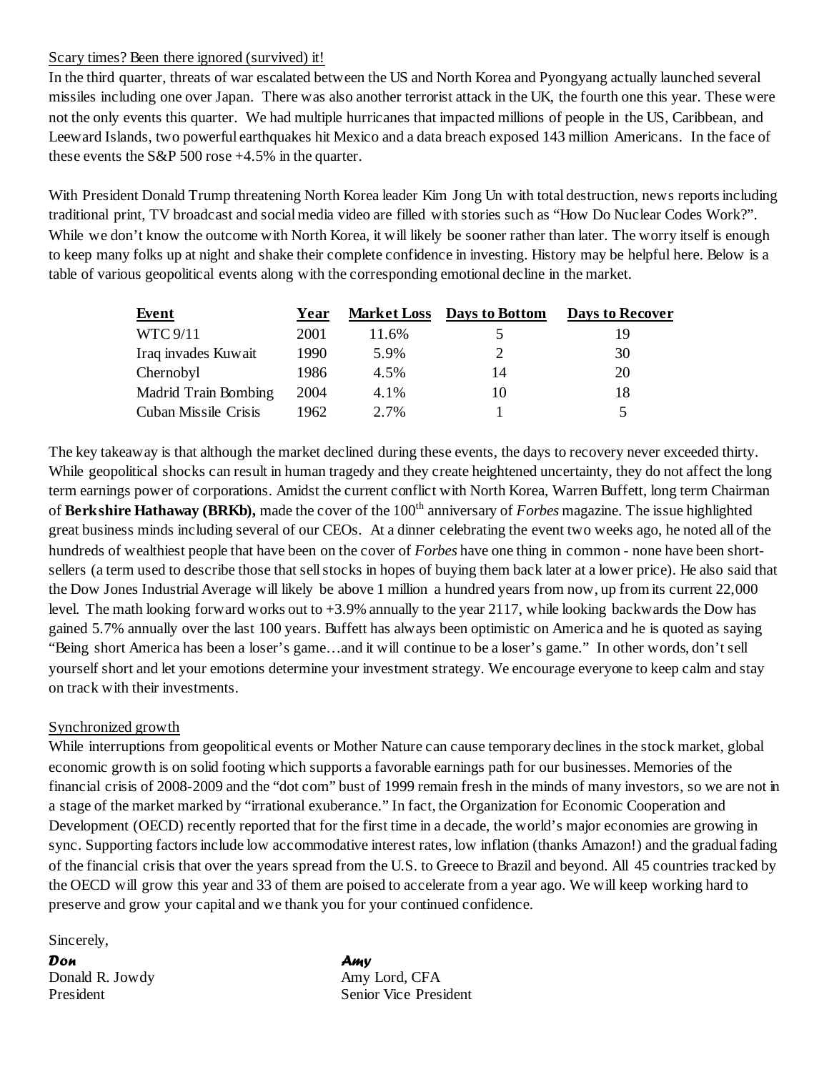Scary times? Been there ignored (survived) it!

In the third quarter, threats of war escalated between the US and North Korea and Pyongyang actually launched several missiles including one over Japan. There was also another terrorist attack in the UK, the fourth one this year. These were not the only events this quarter. We had multiple hurricanes that impacted millions of people in the US, Caribbean, and Leeward Islands, two powerful earthquakes hit Mexico and a data breach exposed 143 million Americans. In the face of these events the S&P 500 rose +4.5% in the quarter.

With President Donald Trump threatening North Korea leader Kim Jong Un with total destruction, news reports including traditional print, TV broadcast and social media video are filled with stories such as "How Do Nuclear Codes Work?". While we don't know the outcome with North Korea, it will likely be sooner rather than later. The worry itself is enough to keep many folks up at night and shake their complete confidence in investing. History may be helpful here. Below is a table of various geopolitical events along with the corresponding emotional decline in the market.

| Event | Year | Market Loss | Days to Bottom | Days to Recover |
|---|---|---|---|---|
| WTC 9/11 | 2001 | 11.6% | 5 | 19 |
| Iraq invades Kuwait | 1990 | 5.9% | 2 | 30 |
| Chernobyl | 1986 | 4.5% | 14 | 20 |
| Madrid Train Bombing | 2004 | 4.1% | 10 | 18 |
| Cuban Missile Crisis | 1962 | 2.7% | 1 | 5 |

The key takeaway is that although the market declined during these events, the days to recovery never exceeded thirty. While geopolitical shocks can result in human tragedy and they create heightened uncertainty, they do not affect the long term earnings power of corporations. Amidst the current conflict with North Korea, Warren Buffett, long term Chairman of **Berkshire Hathaway (BRKb),** made the cover of the 100th anniversary of *Forbes* magazine. The issue highlighted great business minds including several of our CEOs. At a dinner celebrating the event two weeks ago, he noted all of the hundreds of wealthiest people that have been on the cover of *Forbes* have one thing in common - none have been short-sellers (a term used to describe those that sell stocks in hopes of buying them back later at a lower price). He also said that the Dow Jones Industrial Average will likely be above 1 million a hundred years from now, up from its current 22,000 level. The math looking forward works out to +3.9% annually to the year 2117, while looking backwards the Dow has gained 5.7% annually over the last 100 years. Buffett has always been optimistic on America and he is quoted as saying "Being short America has been a loser's game…and it will continue to be a loser's game." In other words, don't sell yourself short and let your emotions determine your investment strategy. We encourage everyone to keep calm and stay on track with their investments.

Synchronized growth

While interruptions from geopolitical events or Mother Nature can cause temporary declines in the stock market, global economic growth is on solid footing which supports a favorable earnings path for our businesses. Memories of the financial crisis of 2008-2009 and the "dot com" bust of 1999 remain fresh in the minds of many investors, so we are not in a stage of the market marked by "irrational exuberance." In fact, the Organization for Economic Cooperation and Development (OECD) recently reported that for the first time in a decade, the world's major economies are growing in sync. Supporting factors include low accommodative interest rates, low inflation (thanks Amazon!) and the gradual fading of the financial crisis that over the years spread from the U.S. to Greece to Brazil and beyond. All 45 countries tracked by the OECD will grow this year and 33 of them are poised to accelerate from a year ago. We will keep working hard to preserve and grow your capital and we thank you for your continued confidence.

Sincerely,

*Don*
Donald R. Jowdy
President

*Amy*
Amy Lord, CFA
Senior Vice President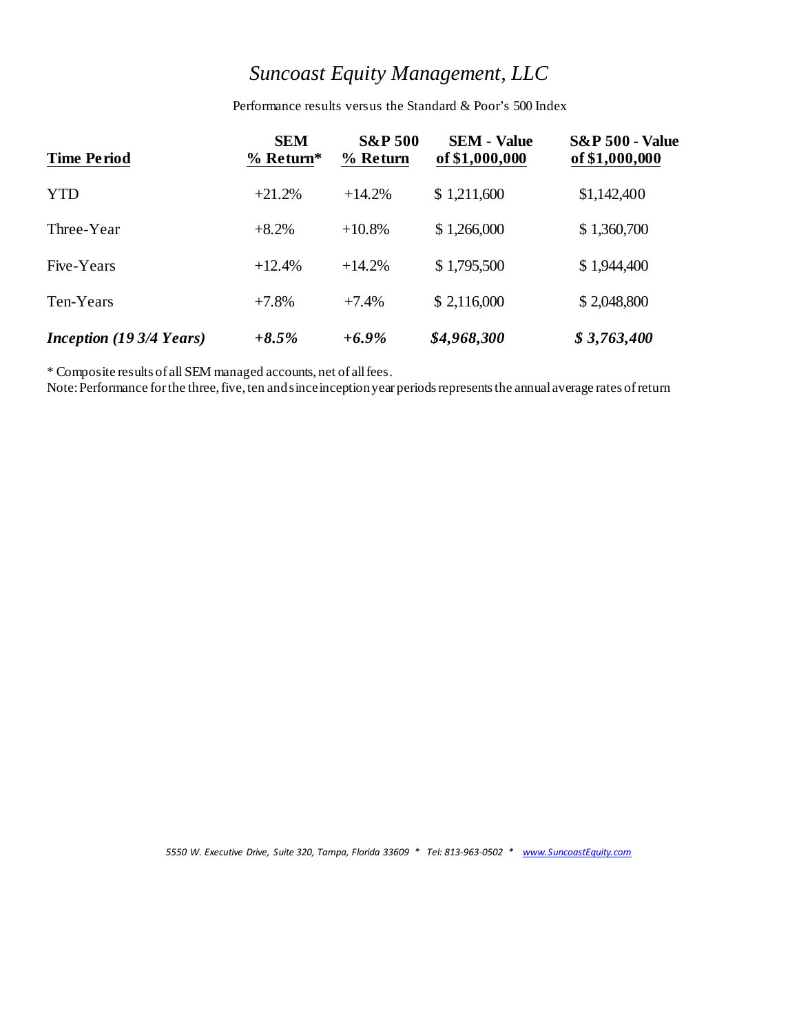# *Suncoast Equity Management, LLC*

Performance results versus the Standard & Poor's 500 Index

| Time Period | SEM % Return* | S&P 500 % Return | SEM - Value of $1,000,000 | S&P 500 - Value of $1,000,000 |
|---|---|---|---|---|
| YTD | +21.2% | +14.2% | $ 1,211,600 | $1,142,400 |
| Three-Year | +8.2% | +10.8% | $ 1,266,000 | $ 1,360,700 |
| Five-Years | +12.4% | +14.2% | $ 1,795,500 | $ 1,944,400 |
| Ten-Years | +7.8% | +7.4% | $ 2,116,000 | $ 2,048,800 |
| ***Inception (19 3/4 Years)*** | ***+8.5%*** | ***+6.9%*** | ***$4,968,300*** | ***$ 3,763,400*** |

* Composite results of all SEM managed accounts, net of all fees.

Note: Performance for the three, five, ten and since inception year periods represents the annual average rates of return

*5550 W. Executive Drive, Suite 320, Tampa, Florida 33609 * Tel: 813-963-0502 * www.SuncoastEquity.com*